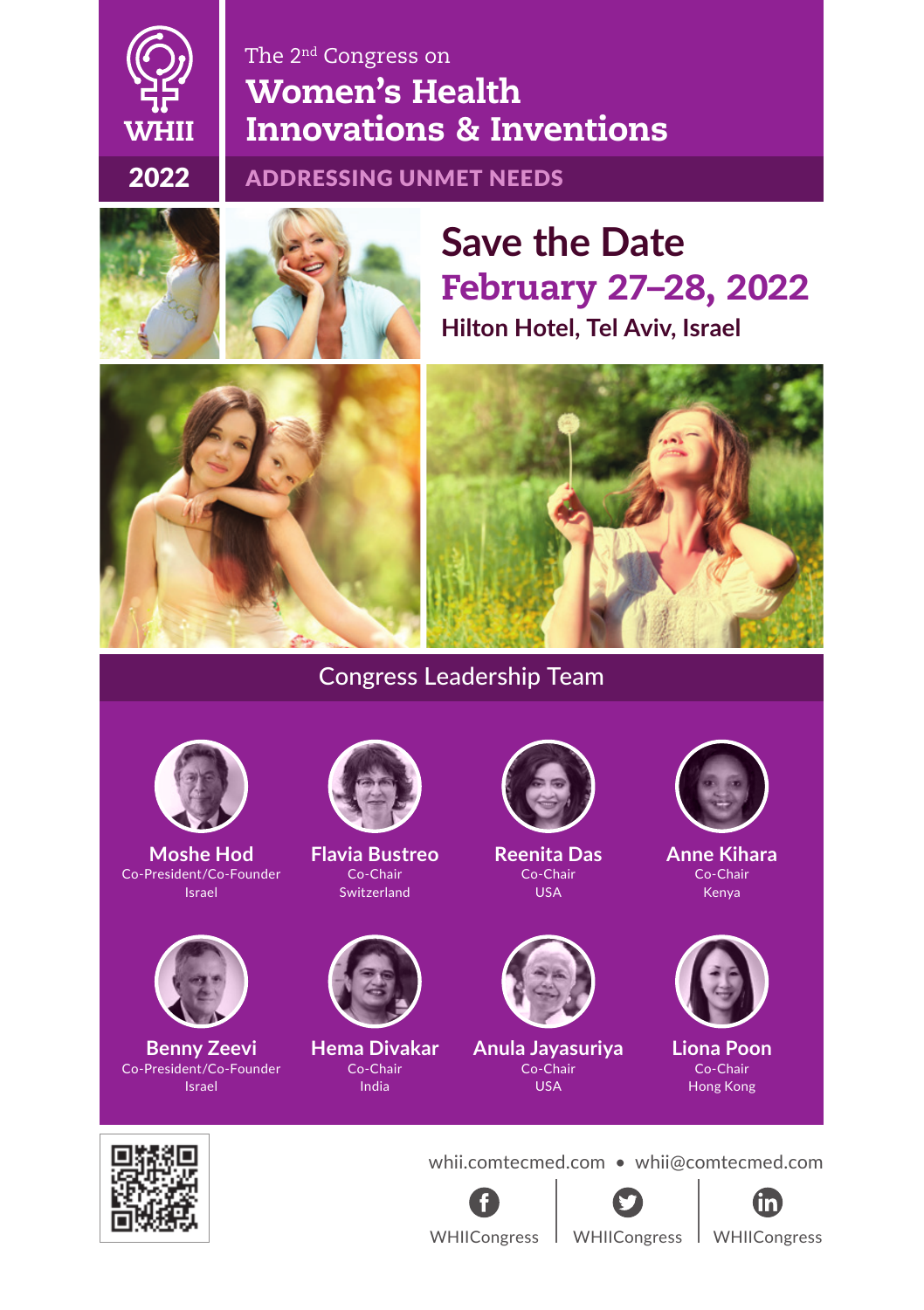WHII

2022

The 2nd Congress on

# Women's Health Innovations & Inventions

## ADDRESSING UNMET NEEDS

## Save the Date

## February 27–28, 2022

**Hilton Hotel, Tel Aviv, Israel**

### Congress Leadership Team

**Moshe Hod**
Co-President/Co-Founder
Israel

**Flavia Bustreo**
Co-Chair
Switzerland

**Reenita Das**
Co-Chair
USA

**Anne Kihara**
Co-Chair
Kenya

**Benny Zeevi**
Co-President/Co-Founder
Israel

**Hema Divakar**
Co-Chair
India

**Anula Jayasuriya**
Co-Chair
USA

**Liona Poon**
Co-Chair
Hong Kong

whii.comtecmed.com • whii@comtecmed.com

WHIICongress | WHIICongress | WHIICongress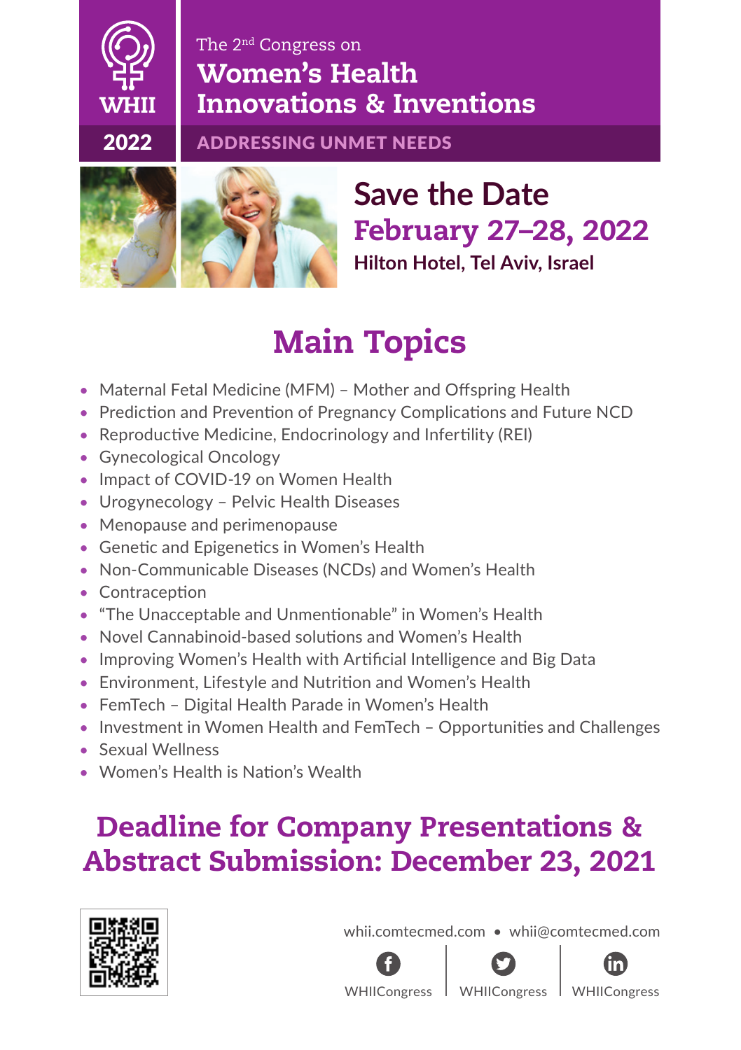WHII

2022

The 2nd Congress on

# Women's Health Innovations & Inventions

ADDRESSING UNMET NEEDS

## Save the Date

## February 27–28, 2022

**Hilton Hotel, Tel Aviv, Israel**

# Main Topics

- Maternal Fetal Medicine (MFM) – Mother and Offspring Health
- Prediction and Prevention of Pregnancy Complications and Future NCD
- Reproductive Medicine, Endocrinology and Infertility (REI)
- Gynecological Oncology
- Impact of COVID-19 on Women Health
- Urogynecology – Pelvic Health Diseases
- Menopause and perimenopause
- Genetic and Epigenetics in Women's Health
- Non-Communicable Diseases (NCDs) and Women's Health
- Contraception
- "The Unacceptable and Unmentionable" in Women's Health
- Novel Cannabinoid-based solutions and Women's Health
- Improving Women's Health with Artificial Intelligence and Big Data
- Environment, Lifestyle and Nutrition and Women's Health
- FemTech – Digital Health Parade in Women's Health
- Investment in Women Health and FemTech – Opportunities and Challenges
- Sexual Wellness
- Women's Health is Nation's Wealth

## Deadline for Company Presentations & Abstract Submission: December 23, 2021

whii.comtecmed.com • whii@comtecmed.com

WHIICongress | WHIICongress | WHIICongress